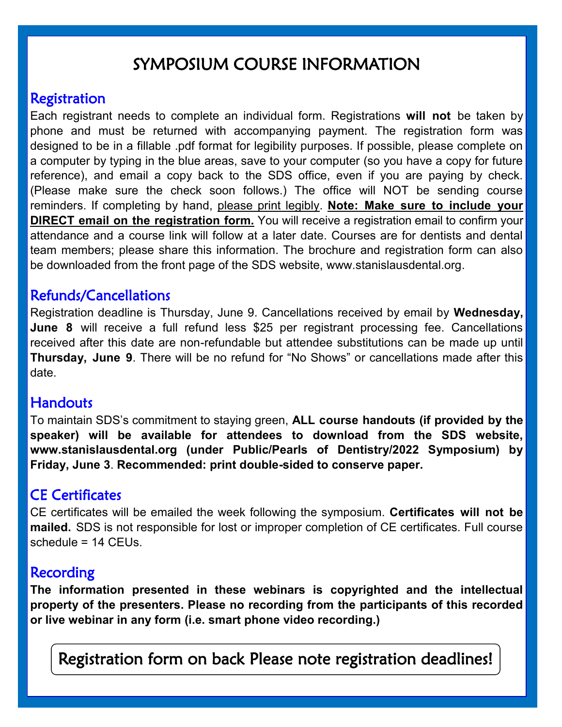# SYMPOSIUM COURSE INFORMATION

## Registration

Each registrant needs to complete an individual form. Registrations **will not** be taken by phone and must be returned with accompanying payment. The registration form was designed to be in a fillable .pdf format for legibility purposes. If possible, please complete on a computer by typing in the blue areas, save to your computer (so you have a copy for future reference), and email a copy back to the SDS office, even if you are paying by check. (Please make sure the check soon follows.) The office will NOT be sending course reminders. If completing by hand, please print legibly. **Note: Make sure to include your DIRECT email on the registration form.** You will receive a registration email to confirm your attendance and a course link will follow at a later date. Courses are for dentists and dental team members; please share this information. The brochure and registration form can also be downloaded from the front page of the SDS website, www.stanislausdental.org.

## Refunds/Cancellations

Registration deadline is Thursday, June 9. Cancellations received by email by **Wednesday, June 8** will receive a full refund less $25 per registrant processing fee. Cancellations received after this date are non-refundable but attendee substitutions can be made up until **Thursday, June 9**. There will be no refund for "No Shows" or cancellations made after this date.

## Handouts

To maintain SDS's commitment to staying green, **ALL course handouts (if provided by the speaker) will be available for attendees to download from the SDS website, www.stanislausdental.org (under Public/Pearls of Dentistry/2022 Symposium) by Friday, June 3**. **Recommended: print double-sided to conserve paper.**

## CE Certificates

CE certificates will be emailed the week following the symposium. **Certificates will not be mailed.** SDS is not responsible for lost or improper completion of CE certificates. Full course schedule = 14 CEUs.

## Recording

**The information presented in these webinars is copyrighted and the intellectual property of the presenters. Please no recording from the participants of this recorded or live webinar in any form (i.e. smart phone video recording.)**

Registration form on back Please note registration deadlines!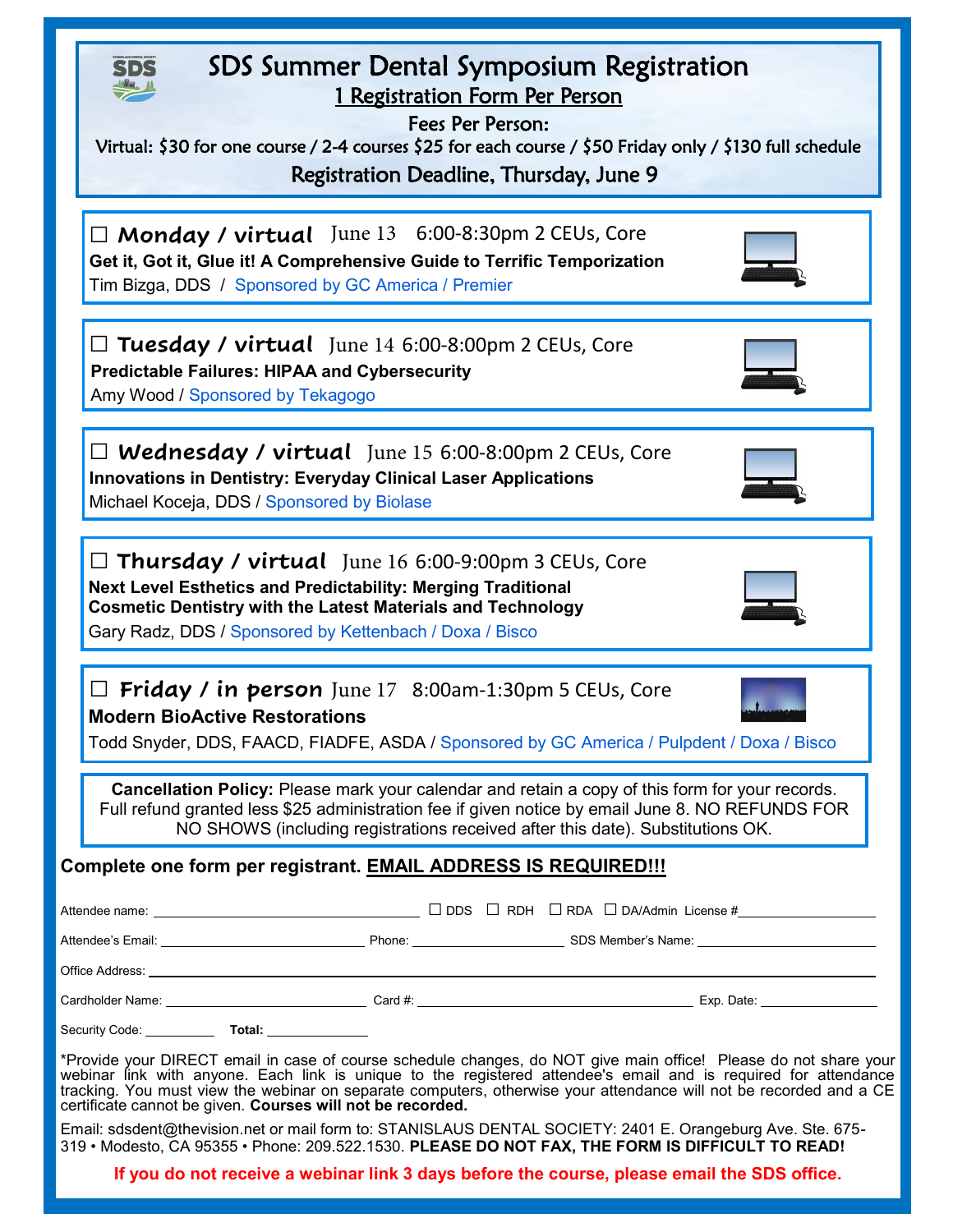# SDS Summer Dental Symposium Registration

## 1 Registration Form Per Person

**Fees Per Person:**

Virtual: $30 for one course / 2-4 courses $25 for each course / $50 Friday only / $130 full schedule

**Registration Deadline, Thursday, June 9**

---

☐ **Monday / virtual** June 13 6:00-8:30pm 2 CEUs, Core

**Get it, Got it, Glue it! A Comprehensive Guide to Terrific Temporization**

Tim Bizga, DDS / Sponsored by GC America / Premier

---

☐ **Tuesday / virtual** June 14 6:00-8:00pm 2 CEUs, Core

**Predictable Failures: HIPAA and Cybersecurity**

Amy Wood / Sponsored by Tekagogo

---

☐ **Wednesday / virtual** June 15 6:00-8:00pm 2 CEUs, Core

**Innovations in Dentistry: Everyday Clinical Laser Applications**

Michael Koceja, DDS / Sponsored by Biolase

---

☐ **Thursday / virtual** June 16 6:00-9:00pm 3 CEUs, Core

**Next Level Esthetics and Predictability: Merging Traditional Cosmetic Dentistry with the Latest Materials and Technology**

Gary Radz, DDS / Sponsored by Kettenbach / Doxa / Bisco

---

☐ **Friday / in person** June 17 8:00am-1:30pm 5 CEUs, Core

**Modern BioActive Restorations**

Todd Snyder, DDS, FAACD, FIADFE, ASDA / Sponsored by GC America / Pulpdent / Doxa / Bisco

---

**Cancellation Policy:** Please mark your calendar and retain a copy of this form for your records. Full refund granted less $25 administration fee if given notice by email June 8. NO REFUNDS FOR NO SHOWS (including registrations received after this date). Substitutions OK.

**Complete one form per registrant. EMAIL ADDRESS IS REQUIRED!!!**

Attendee name: ______________________ ☐ DDS ☐ RDH ☐ RDA ☐ DA/Admin License #______________

Attendee's Email: ______________________ Phone: ______________ SDS Member's Name: ______________

Office Address: ______________________________________________

Cardholder Name: ______________________ Card #: ______________________ Exp. Date: __________

Security Code: __________ **Total:** __________

*Provide your DIRECT email in case of course schedule changes, do NOT give main office! Please do not share your webinar link with anyone. Each link is unique to the registered attendee's email and is required for attendance tracking. You must view the webinar on separate computers, otherwise your attendance will not be recorded and a CE certificate cannot be given. **Courses will not be recorded.**

Email: sdsdent@thevision.net or mail form to: STANISLAUS DENTAL SOCIETY: 2401 E. Orangeburg Ave. Ste. 675-319 • Modesto, CA 95355 • Phone: 209.522.1530. **PLEASE DO NOT FAX, THE FORM IS DIFFICULT TO READ!**

**If you do not receive a webinar link 3 days before the course, please email the SDS office.**